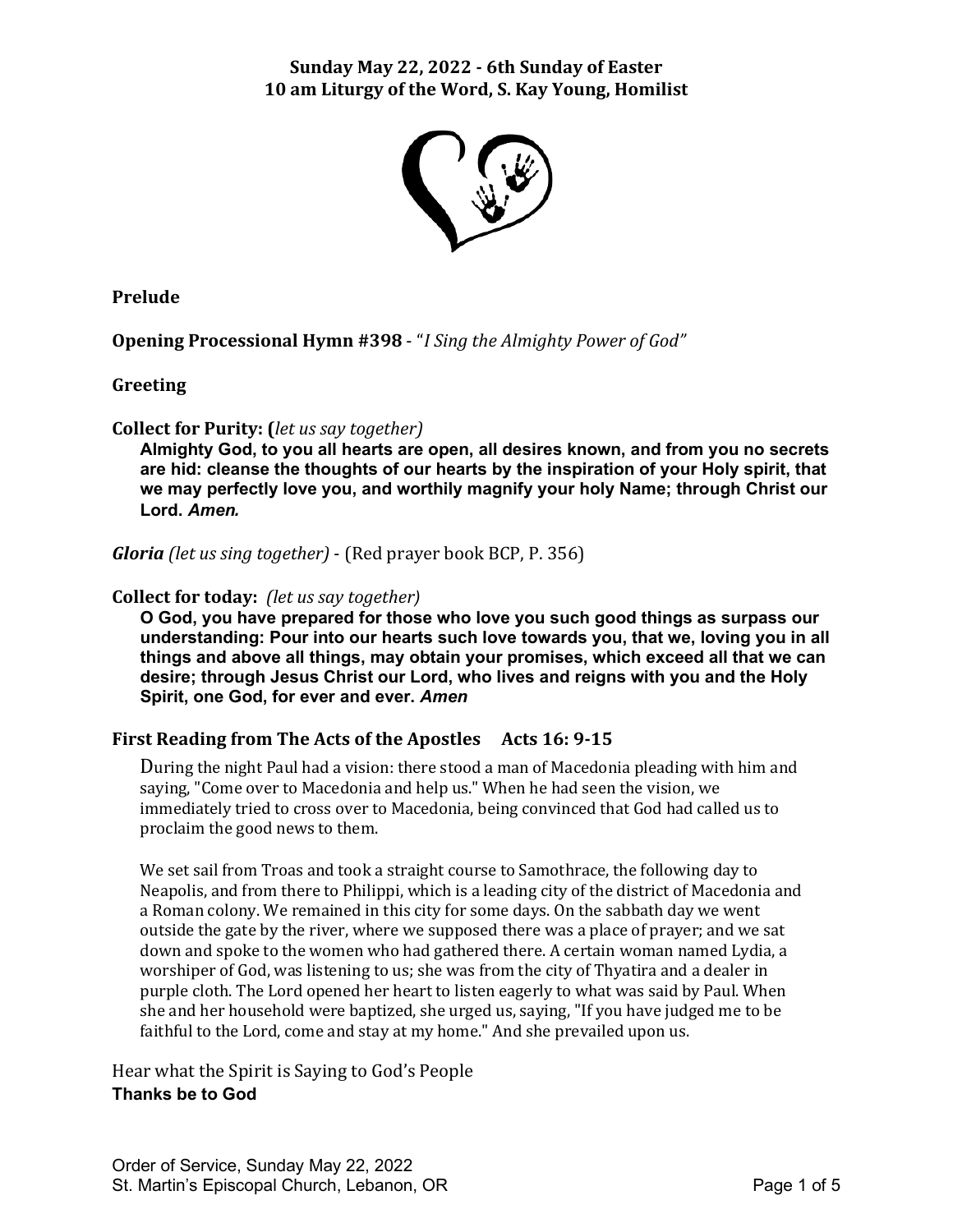# Sunday May 22, 2022 - 6th Sunday of Easter
## 10 am Liturgy of the Word, S. Kay Young, Homilist

**Prelude**

**Opening Processional Hymn #398** - "*I Sing the Almighty Power of God"*

**Greeting**

**Collect for Purity: (***let us say together)*

**Almighty God, to you all hearts are open, all desires known, and from you no secrets are hid: cleanse the thoughts of our hearts by the inspiration of your Holy spirit, that we may perfectly love you, and worthily magnify your holy Name; through Christ our Lord.** ***Amen.***

***Gloria*** *(let us sing together)* - (Red prayer book BCP, P. 356)

**Collect for today:** *(let us say together)*

**O God, you have prepared for those who love you such good things as surpass our understanding: Pour into our hearts such love towards you, that we, loving you in all things and above all things, may obtain your promises, which exceed all that we can desire; through Jesus Christ our Lord, who lives and reigns with you and the Holy Spirit, one God, for ever and ever.** ***Amen***

**First Reading from The Acts of the Apostles Acts 16: 9-15**

During the night Paul had a vision: there stood a man of Macedonia pleading with him and saying, "Come over to Macedonia and help us." When he had seen the vision, we immediately tried to cross over to Macedonia, being convinced that God had called us to proclaim the good news to them.

We set sail from Troas and took a straight course to Samothrace, the following day to Neapolis, and from there to Philippi, which is a leading city of the district of Macedonia and a Roman colony. We remained in this city for some days. On the sabbath day we went outside the gate by the river, where we supposed there was a place of prayer; and we sat down and spoke to the women who had gathered there. A certain woman named Lydia, a worshiper of God, was listening to us; she was from the city of Thyatira and a dealer in purple cloth. The Lord opened her heart to listen eagerly to what was said by Paul. When she and her household were baptized, she urged us, saying, "If you have judged me to be faithful to the Lord, come and stay at my home." And she prevailed upon us.

Hear what the Spirit is Saying to God's People

**Thanks be to God**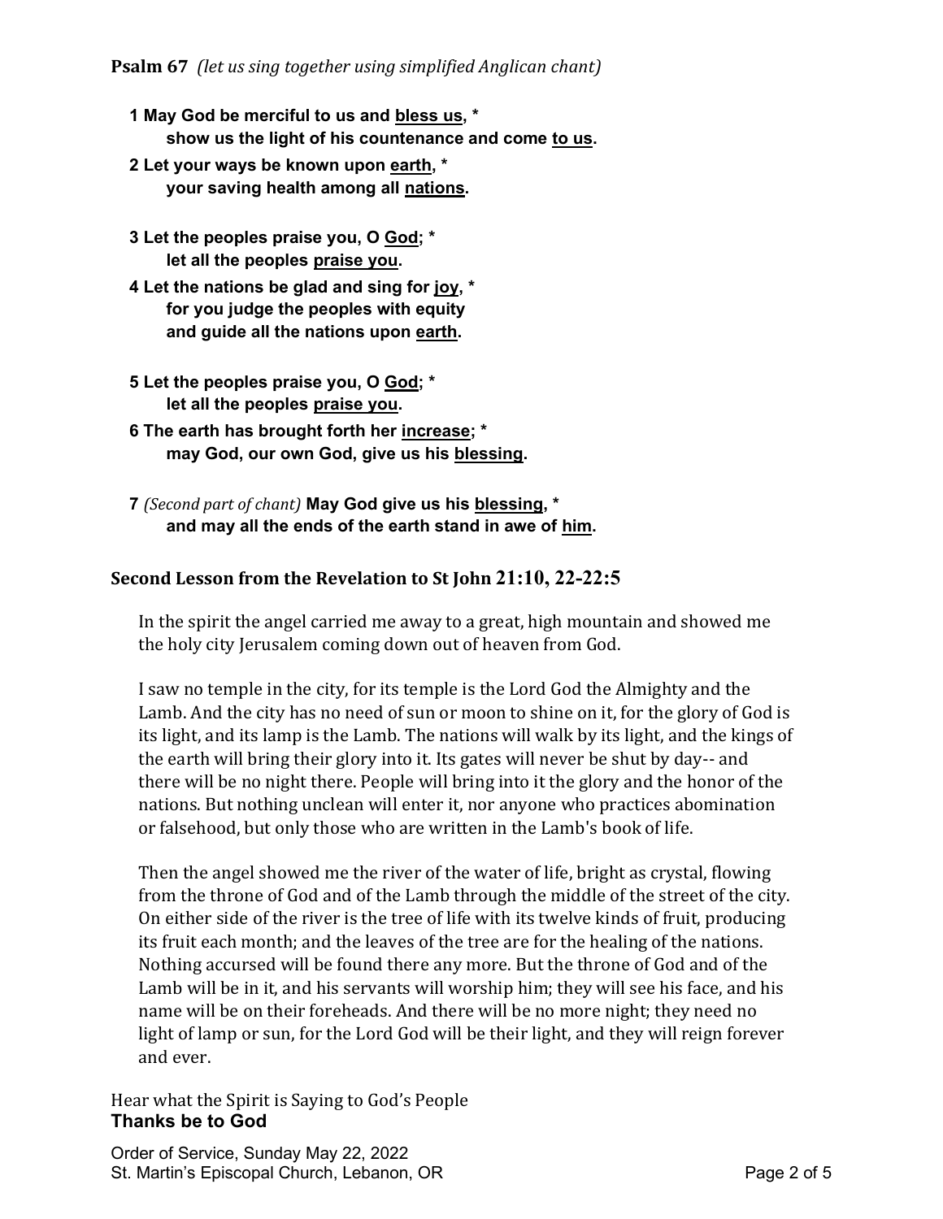**Psalm 67** *(let us sing together using simplified Anglican chant)*

**1 May God be merciful to us and <u>bless us</u>, \***
**show us the light of his countenance and come <u>to us</u>.**

**2 Let your ways be known upon <u>earth</u>, \***
**your saving health among all <u>nations</u>.**

**3 Let the peoples praise you, O <u>God</u>; \***
**let all the peoples <u>praise you</u>.**

**4 Let the nations be glad and sing for <u>joy</u>, \***
**for you judge the peoples with equity**
**and guide all the nations upon <u>earth</u>.**

**5 Let the peoples praise you, O <u>God</u>; \***
**let all the peoples <u>praise you</u>.**

**6 The earth has brought forth her <u>increase</u>; \***
**may God, our own God, give us his <u>blessing</u>.**

**7** *(Second part of chant)* **May God give us his <u>blessing</u>, \***
**and may all the ends of the earth stand in awe of <u>him</u>.**

## Second Lesson from the Revelation to St John 21:10, 22-22:5

In the spirit the angel carried me away to a great, high mountain and showed me the holy city Jerusalem coming down out of heaven from God.

I saw no temple in the city, for its temple is the Lord God the Almighty and the Lamb. And the city has no need of sun or moon to shine on it, for the glory of God is its light, and its lamp is the Lamb. The nations will walk by its light, and the kings of the earth will bring their glory into it. Its gates will never be shut by day-- and there will be no night there. People will bring into it the glory and the honor of the nations. But nothing unclean will enter it, nor anyone who practices abomination or falsehood, but only those who are written in the Lamb's book of life.

Then the angel showed me the river of the water of life, bright as crystal, flowing from the throne of God and of the Lamb through the middle of the street of the city. On either side of the river is the tree of life with its twelve kinds of fruit, producing its fruit each month; and the leaves of the tree are for the healing of the nations. Nothing accursed will be found there any more. But the throne of God and of the Lamb will be in it, and his servants will worship him; they will see his face, and his name will be on their foreheads. And there will be no more night; they need no light of lamp or sun, for the Lord God will be their light, and they will reign forever and ever.

Hear what the Spirit is Saying to God's People
**Thanks be to God**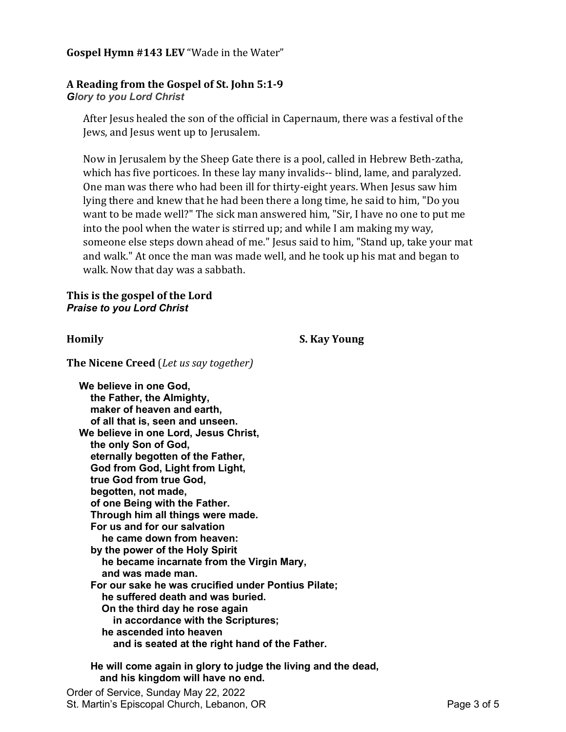**Gospel Hymn #143 LEV** "Wade in the Water"

**A Reading from the Gospel of St. John 5:1-9**

***Glory to you Lord Christ***

> After Jesus healed the son of the official in Capernaum, there was a festival of the Jews, and Jesus went up to Jerusalem.
>
> Now in Jerusalem by the Sheep Gate there is a pool, called in Hebrew Beth-zatha, which has five porticoes. In these lay many invalids-- blind, lame, and paralyzed. One man was there who had been ill for thirty-eight years. When Jesus saw him lying there and knew that he had been there a long time, he said to him, "Do you want to be made well?" The sick man answered him, "Sir, I have no one to put me into the pool when the water is stirred up; and while I am making my way, someone else steps down ahead of me." Jesus said to him, "Stand up, take your mat and walk." At once the man was made well, and he took up his mat and began to walk. Now that day was a sabbath.

**This is the gospel of the Lord**

***Praise to you Lord Christ***

**Homily** **S. Kay Young**

**The Nicene Creed** (*Let us say together)*

**We believe in one God,**
**the Father, the Almighty,**
**maker of heaven and earth,**
**of all that is, seen and unseen.**
**We believe in one Lord, Jesus Christ,**
**the only Son of God,**
**eternally begotten of the Father,**
**God from God, Light from Light,**
**true God from true God,**
**begotten, not made,**
**of one Being with the Father.**
**Through him all things were made.**
**For us and for our salvation**
**he came down from heaven:**
**by the power of the Holy Spirit**
**he became incarnate from the Virgin Mary,**
**and was made man.**
**For our sake he was crucified under Pontius Pilate;**
**he suffered death and was buried.**
**On the third day he rose again**
**in accordance with the Scriptures;**
**he ascended into heaven**
**and is seated at the right hand of the Father.**

**He will come again in glory to judge the living and the dead,**
**and his kingdom will have no end.**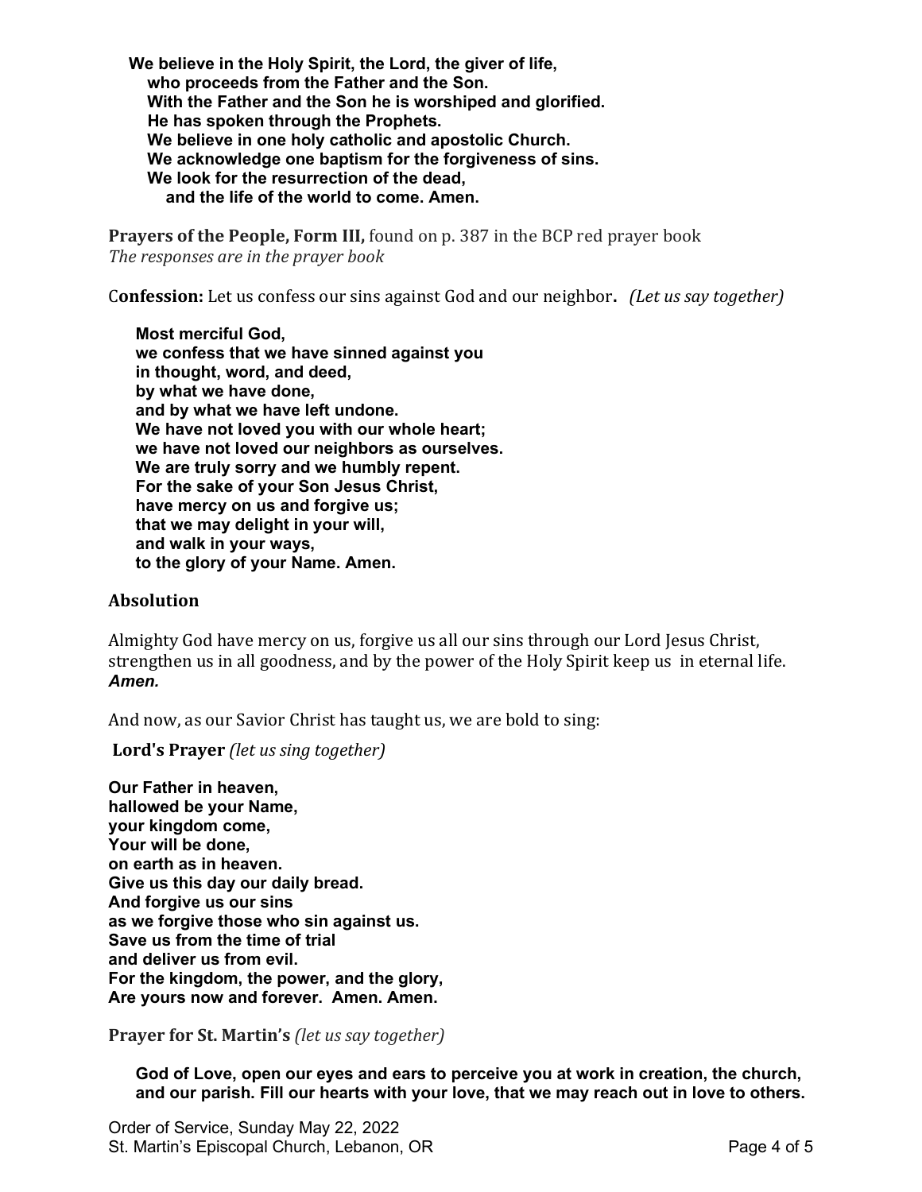**We believe in the Holy Spirit, the Lord, the giver of life,**
**who proceeds from the Father and the Son.**
**With the Father and the Son he is worshiped and glorified.**
**He has spoken through the Prophets.**
**We believe in one holy catholic and apostolic Church.**
**We acknowledge one baptism for the forgiveness of sins.**
**We look for the resurrection of the dead,**
**and the life of the world to come. Amen.**

**Prayers of the People, Form III,** found on p. 387 in the BCP red prayer book
*The responses are in the prayer book*

C**onfession:** Let us confess our sins against God and our neighbor**.** *(Let us say together)*

**Most merciful God,**
**we confess that we have sinned against you**
**in thought, word, and deed,**
**by what we have done,**
**and by what we have left undone.**
**We have not loved you with our whole heart;**
**we have not loved our neighbors as ourselves.**
**We are truly sorry and we humbly repent.**
**For the sake of your Son Jesus Christ,**
**have mercy on us and forgive us;**
**that we may delight in your will,**
**and walk in your ways,**
**to the glory of your Name. Amen.**

## Absolution

Almighty God have mercy on us, forgive us all our sins through our Lord Jesus Christ, strengthen us in all goodness, and by the power of the Holy Spirit keep us in eternal life. ***Amen.***

And now, as our Savior Christ has taught us, we are bold to sing:

**Lord's Prayer** *(let us sing together)*

**Our Father in heaven,**
**hallowed be your Name,**
**your kingdom come,**
**Your will be done,**
**on earth as in heaven.**
**Give us this day our daily bread.**
**And forgive us our sins**
**as we forgive those who sin against us.**
**Save us from the time of trial**
**and deliver us from evil.**
**For the kingdom, the power, and the glory,**
**Are yours now and forever. Amen. Amen.**

**Prayer for St. Martin's** *(let us say together)*

**God of Love, open our eyes and ears to perceive you at work in creation, the church, and our parish. Fill our hearts with your love, that we may reach out in love to others.**

Order of Service, Sunday May 22, 2022
St. Martin's Episcopal Church, Lebanon, OR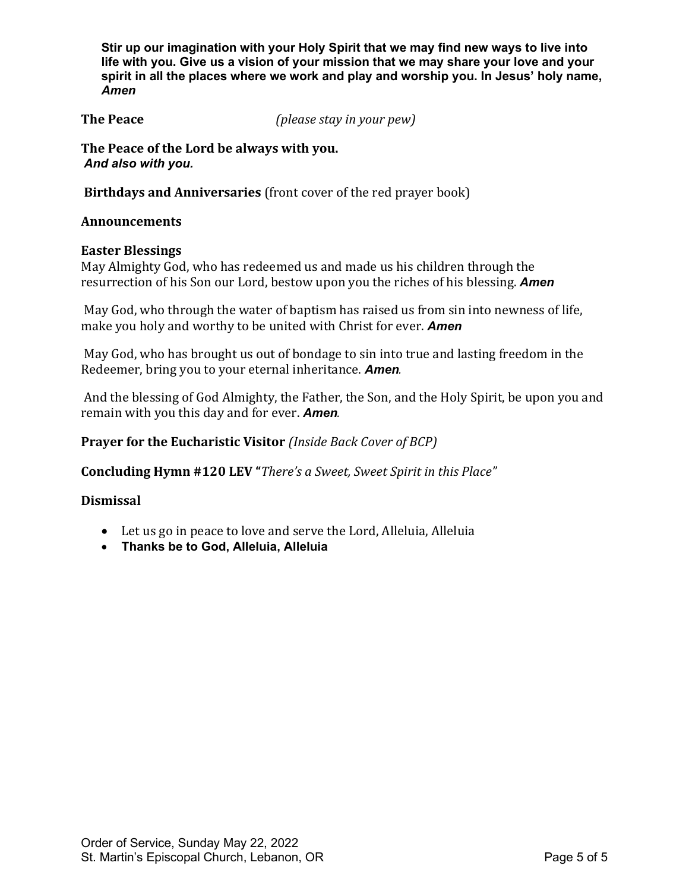**Stir up our imagination with your Holy Spirit that we may find new ways to live into life with you. Give us a vision of your mission that we may share your love and your spirit in all the places where we work and play and worship you. In Jesus' holy name, *Amen***

**The Peace** *(please stay in your pew)*

**The Peace of the Lord be always with you.**
***And also with you.***

**Birthdays and Anniversaries** (front cover of the red prayer book)

**Announcements**

**Easter Blessings**
May Almighty God, who has redeemed us and made us his children through the resurrection of his Son our Lord, bestow upon you the riches of his blessing. ***Amen***

May God, who through the water of baptism has raised us from sin into newness of life, make you holy and worthy to be united with Christ for ever. ***Amen***

May God, who has brought us out of bondage to sin into true and lasting freedom in the Redeemer, bring you to your eternal inheritance. ***Amen****.*

And the blessing of God Almighty, the Father, the Son, and the Holy Spirit, be upon you and remain with you this day and for ever. ***Amen****.*

**Prayer for the Eucharistic Visitor** *(Inside Back Cover of BCP)*

**Concluding Hymn #120 LEV "***There's a Sweet, Sweet Spirit in this Place*"

**Dismissal**

- Let us go in peace to love and serve the Lord, Alleluia, Alleluia
- **Thanks be to God, Alleluia, Alleluia**